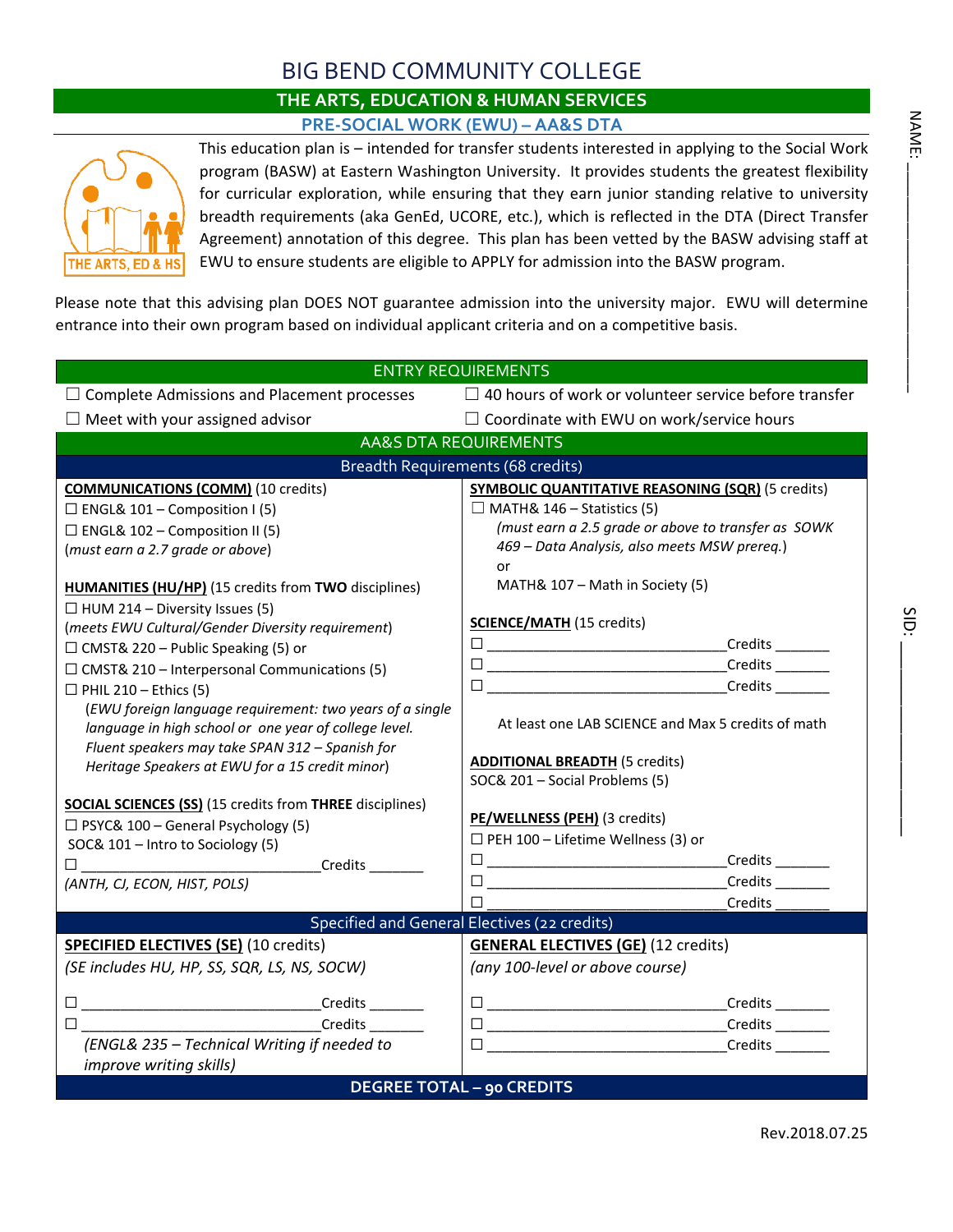# BIG BEND COMMUNITY COLLEGE

## THE ARTS, EDUCATION & HUMAN SERVICES

### PRE-SOCIAL WORK (EWU) – AA&S DTA

NAME: ____________________

SID: ____________________

This education plan is – intended for transfer students interested in applying to the Social Work program (BASW) at Eastern Washington University. It provides students the greatest flexibility for curricular exploration, while ensuring that they earn junior standing relative to university breadth requirements (aka GenEd, UCORE, etc.), which is reflected in the DTA (Direct Transfer Agreement) annotation of this degree. This plan has been vetted by the BASW advising staff at EWU to ensure students are eligible to APPLY for admission into the BASW program.

Please note that this advising plan DOES NOT guarantee admission into the university major. EWU will determine entrance into their own program based on individual applicant criteria and on a competitive basis.

## ENTRY REQUIREMENTS

- ☐ Complete Admissions and Placement processes
- ☐ Meet with your assigned advisor
- ☐ 40 hours of work or volunteer service before transfer
- ☐ Coordinate with EWU on work/service hours

## AA&S DTA REQUIREMENTS

### Breadth Requirements (68 credits)

**COMMUNICATIONS (COMM)** (10 credits)

- ☐ ENGL& 101 – Composition I (5)
- ☐ ENGL& 102 – Composition II (5)

(*must earn a 2.7 grade or above*)

**HUMANITIES (HU/HP)** (15 credits from **TWO** disciplines)

- ☐ HUM 214 – Diversity Issues (5)
  (*meets EWU Cultural/Gender Diversity requirement*)
- ☐ CMST& 220 – Public Speaking (5) or
- ☐ CMST& 210 – Interpersonal Communications (5)
- ☐ PHIL 210 – Ethics (5)
  (*EWU foreign language requirement: two years of a single language in high school or one year of college level. Fluent speakers may take SPAN 312 – Spanish for Heritage Speakers at EWU for a 15 credit minor*)

**SOCIAL SCIENCES (SS)** (15 credits from **THREE** disciplines)

- ☐ PSYC& 100 – General Psychology (5)
- SOC& 101 – Intro to Sociology (5)
- ☐ ____________________ Credits _______

(*ANTH, CJ, ECON, HIST, POLS*)

**SYMBOLIC QUANTITATIVE REASONING (SQR)** (5 credits)

- ☐ MATH& 146 – Statistics (5)
  (*must earn a 2.5 grade or above to transfer as SOWK 469 – Data Analysis, also meets MSW prereq.*)
  or
  MATH& 107 – Math in Society (5)

**SCIENCE/MATH** (15 credits)

- ☐ ____________________ Credits _______
- ☐ ____________________ Credits _______
- ☐ ____________________ Credits _______

At least one LAB SCIENCE and Max 5 credits of math

**ADDITIONAL BREADTH** (5 credits)

SOC& 201 – Social Problems (5)

**PE/WELLNESS (PEH)** (3 credits)

- ☐ PEH 100 – Lifetime Wellness (3) or
- ☐ ____________________ Credits _______
- ☐ ____________________ Credits _______
- ☐ ____________________ Credits _______

### Specified and General Electives (22 credits)

**SPECIFIED ELECTIVES (SE)** (10 credits)

*(SE includes HU, HP, SS, SQR, LS, NS, SOCW)*

- ☐ ____________________ Credits _______
- ☐ ____________________ Credits _______

*(ENGL& 235 – Technical Writing if needed to improve writing skills)*

**GENERAL ELECTIVES (GE)** (12 credits)

*(any 100-level or above course)*

- ☐ ____________________ Credits _______
- ☐ ____________________ Credits _______
- ☐ ____________________ Credits _______

**DEGREE TOTAL – 90 CREDITS**

Rev.2018.07.25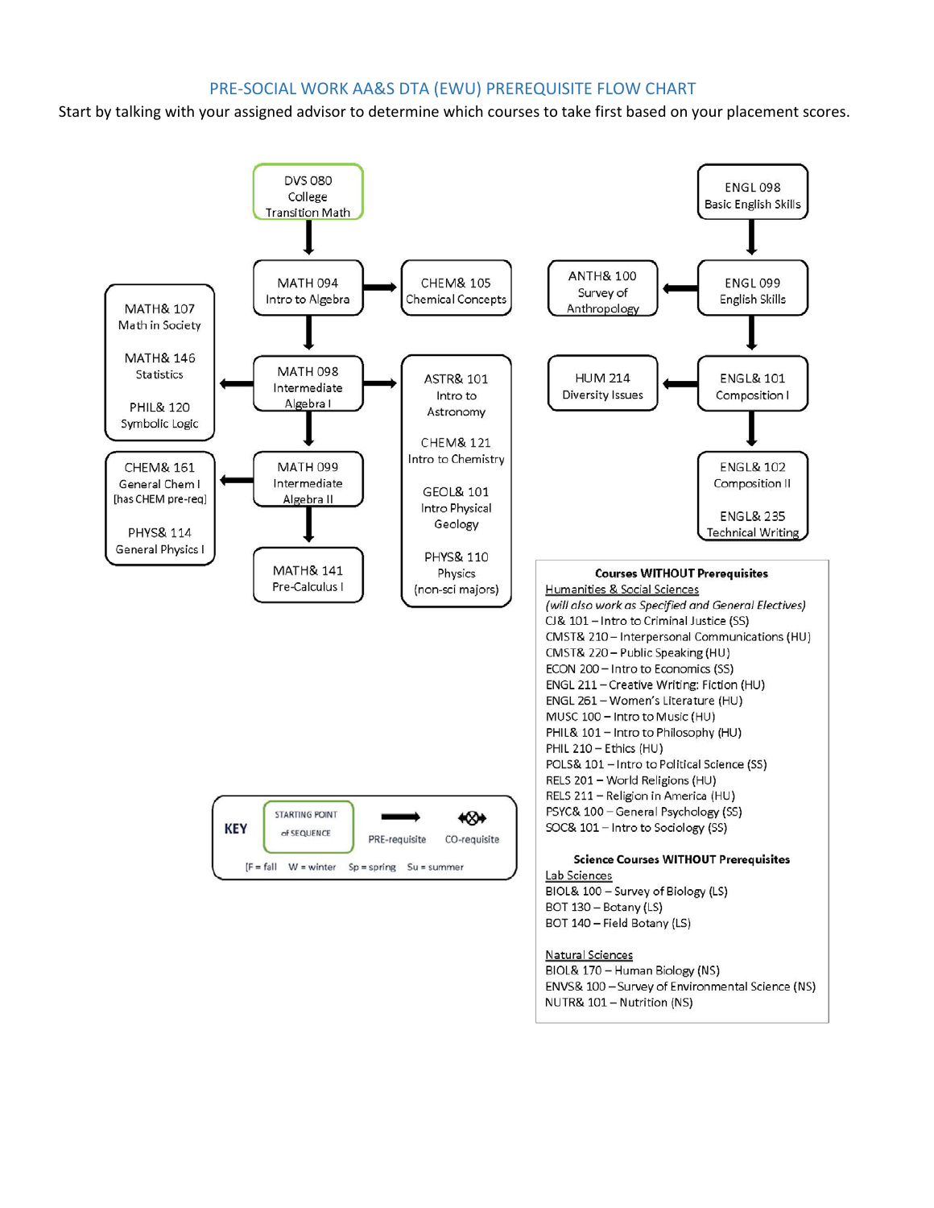## PRE-SOCIAL WORK AA&S DTA (EWU) PREREQUISITE FLOW CHART

Start by talking with your assigned advisor to determine which courses to take first based on your placement scores.

DVS 080 College Transition Math → MATH 094 Intro to Algebra

MATH 094 Intro to Algebra → CHEM& 105 Chemical Concepts

MATH 094 Intro to Algebra → MATH 098 Intermediate Algebra I

MATH 098 Intermediate Algebra I → MATH& 107 Math in Society; MATH& 146 Statistics; PHIL& 120 Symbolic Logic

MATH 098 Intermediate Algebra I → ASTR& 101 Intro to Astronomy; CHEM& 121 Intro to Chemistry; GEOL& 101 Intro Physical Geology; PHYS& 110 Physics (non-sci majors)

MATH 098 Intermediate Algebra I → MATH 099 Intermediate Algebra II

MATH 099 Intermediate Algebra II → CHEM& 161 General Chem I [has CHEM pre-req]; PHYS& 114 General Physics I

MATH 099 Intermediate Algebra II → MATH& 141 Pre-Calculus I

ENGL 098 Basic English Skills → ENGL 099 English Skills

ENGL 099 English Skills → ANTH& 100 Survey of Anthropology

ENGL 099 English Skills → ENGL& 101 Composition I

ENGL& 101 Composition I → HUM 214 Diversity Issues

ENGL& 101 Composition I → ENGL& 102 Composition II; ENGL& 235 Technical Writing

**Courses WITHOUT Prerequisites**

Humanities & Social Sciences

*(will also work as Specified and General Electives)*

- CJ& 101 – Intro to Criminal Justice (SS)
- CMST& 210 – Interpersonal Communications (HU)
- CMST& 220 – Public Speaking (HU)
- ECON 200 – Intro to Economics (SS)
- ENGL 211 – Creative Writing: Fiction (HU)
- ENGL 261 – Women's Literature (HU)
- MUSC 100 – Intro to Music (HU)
- PHIL& 101 – Intro to Philosophy (HU)
- PHIL 210 – Ethics (HU)
- POLS& 101 – Intro to Political Science (SS)
- RELS 201 – World Religions (HU)
- RELS 211 – Religion in America (HU)
- PSYC& 100 – General Psychology (SS)
- SOC& 101 – Intro to Sociology (SS)

**Science Courses WITHOUT Prerequisites**

Lab Sciences

- BIOL& 100 – Survey of Biology (LS)
- BOT 130 – Botany (LS)
- BOT 140 – Field Botany (LS)

Natural Sciences

- BIOL& 170 – Human Biology (NS)
- ENVS& 100 – Survey of Environmental Science (NS)
- NUTR& 101 – Nutrition (NS)

**KEY**

| STARTING POINT of SEQUENCE | PRE-requisite | CO-requisite |
|---|---|---|

[F = fall W = winter Sp = spring Su = summer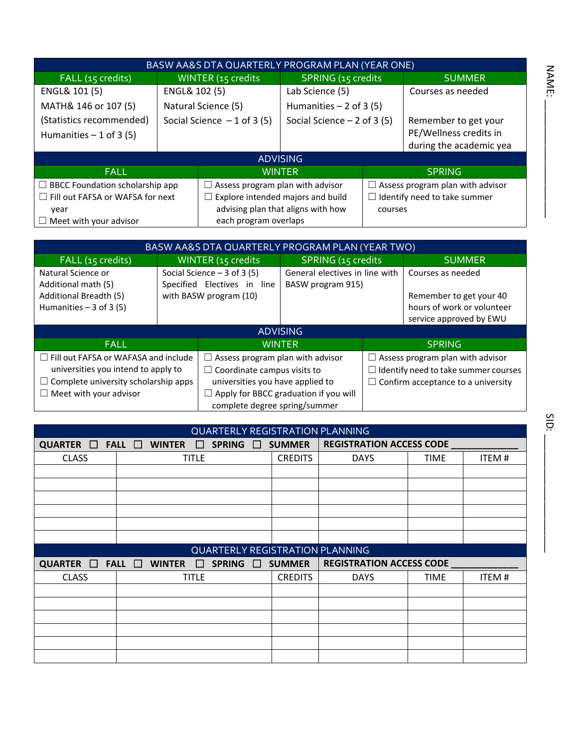| BASW AA&S DTA QUARTERLY PROGRAM PLAN (YEAR ONE) | | | |
|---|---|---|---|
| FALL (15 credits) | WINTER (15 credits | SPRING (15 credits | SUMMER |
| ENGL& 101 (5)<br>MATH& 146 or 107 (5)<br>(Statistics recommended)<br>Humanities – 1 of 3 (5) | ENGL& 102 (5)<br>Natural Science (5)<br>Social Science – 1 of 3 (5) | Lab Science (5)<br>Humanities – 2 of 3 (5)<br>Social Science – 2 of 3 (5) | Courses as needed<br><br>Remember to get your PE/Wellness credits in during the academic yea |

| ADVISING | | |
|---|---|---|
| FALL | WINTER | SPRING |
| ☐ BBCC Foundation scholarship app<br>☐ Fill out FAFSA or WAFSA for next year<br>☐ Meet with your advisor | ☐ Assess program plan with advisor<br>☐ Explore intended majors and build advising plan that aligns with how each program overlaps | ☐ Assess program plan with advisor<br>☐ Identify need to take summer courses |

| BASW AA&S DTA QUARTERLY PROGRAM PLAN (YEAR TWO) | | | |
|---|---|---|---|
| FALL (15 credits) | WINTER (15 credits | SPRING (15 credits | SUMMER |
| Natural Science or Additional math (5)<br>Additional Breadth (5)<br>Humanities – 3 of 3 (5) | Social Science – 3 of 3 (5)<br>Specified Electives in line with BASW program (10) | General electives in line with BASW program 915) | Courses as needed<br><br>Remember to get your 40 hours of work or volunteer service approved by EWU |

| ADVISING | | |
|---|---|---|
| FALL | WINTER | SPRING |
| ☐ Fill out FAFSA or WAFSA and include universities you intend to apply to<br>☐ Complete university scholarship apps<br>☐ Meet with your advisor | ☐ Assess program plan with advisor<br>☐ Coordinate campus visits to universities you have applied to<br>☐ Apply for BBCC graduation if you will complete degree spring/summer | ☐ Assess program plan with advisor<br>☐ Identify need to take summer courses<br>☐ Confirm acceptance to a university |

| QUARTERLY REGISTRATION PLANNING | | | | | |
|---|---|---|---|---|---|
| **QUARTER ☐ FALL ☐ WINTER ☐ SPRING ☐ SUMMER** | | | **REGISTRATION ACCESS CODE ____________** | | |
| CLASS | TITLE | CREDITS | DAYS | TIME | ITEM # |
| | | | | | |
| | | | | | |
| | | | | | |
| | | | | | |
| | | | | | |
| | | | | | |

| QUARTERLY REGISTRATION PLANNING | | | | | |
|---|---|---|---|---|---|
| **QUARTER ☐ FALL ☐ WINTER ☐ SPRING ☐ SUMMER** | | | **REGISTRATION ACCESS CODE ____________** | | |
| CLASS | TITLE | CREDITS | DAYS | TIME | ITEM # |
| | | | | | |
| | | | | | |
| | | | | | |
| | | | | | |
| | | | | | |
| | | | | | |

NAME: ____________________

SID: ____________________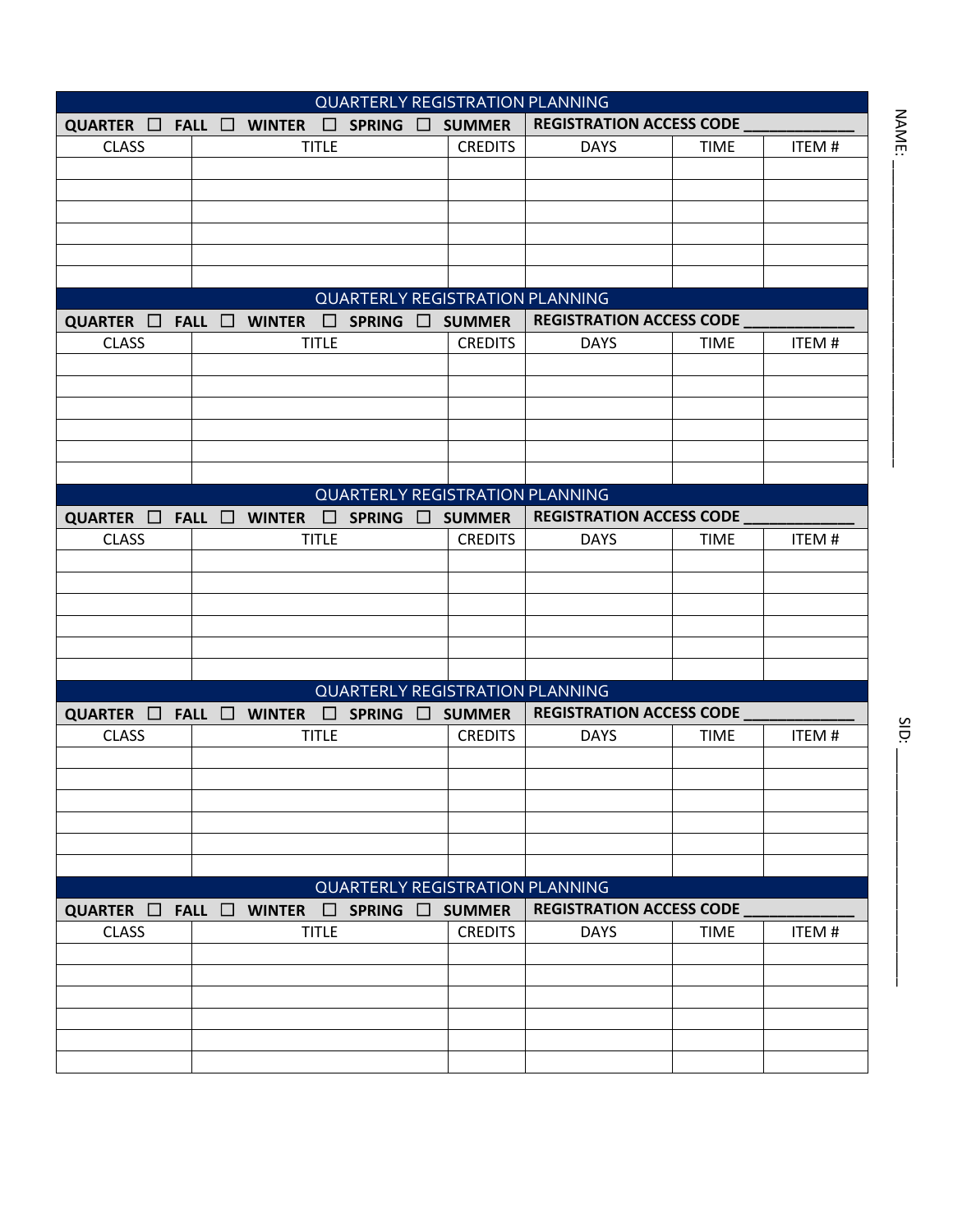NAME: ______________________

SID: ______________________

| QUARTERLY REGISTRATION PLANNING | | | | | |
|---|---|---|---|---|---|
| **QUARTER** ☐ **FALL** ☐ **WINTER** ☐ **SPRING** ☐ **SUMMER** | | | **REGISTRATION ACCESS CODE** ____________ | | |
| CLASS | TITLE | CREDITS | DAYS | TIME | ITEM # |
| | | | | | |
| | | | | | |
| | | | | | |
| | | | | | |
| | | | | | |
| | | | | | |

| QUARTERLY REGISTRATION PLANNING | | | | | |
|---|---|---|---|---|---|
| **QUARTER** ☐ **FALL** ☐ **WINTER** ☐ **SPRING** ☐ **SUMMER** | | | **REGISTRATION ACCESS CODE** ____________ | | |
| CLASS | TITLE | CREDITS | DAYS | TIME | ITEM # |
| | | | | | |
| | | | | | |
| | | | | | |
| | | | | | |
| | | | | | |
| | | | | | |

| QUARTERLY REGISTRATION PLANNING | | | | | |
|---|---|---|---|---|---|
| **QUARTER** ☐ **FALL** ☐ **WINTER** ☐ **SPRING** ☐ **SUMMER** | | | **REGISTRATION ACCESS CODE** ____________ | | |
| CLASS | TITLE | CREDITS | DAYS | TIME | ITEM # |
| | | | | | |
| | | | | | |
| | | | | | |
| | | | | | |
| | | | | | |
| | | | | | |

| QUARTERLY REGISTRATION PLANNING | | | | | |
|---|---|---|---|---|---|
| **QUARTER** ☐ **FALL** ☐ **WINTER** ☐ **SPRING** ☐ **SUMMER** | | | **REGISTRATION ACCESS CODE** ____________ | | |
| CLASS | TITLE | CREDITS | DAYS | TIME | ITEM # |
| | | | | | |
| | | | | | |
| | | | | | |
| | | | | | |
| | | | | | |
| | | | | | |

| QUARTERLY REGISTRATION PLANNING | | | | | |
|---|---|---|---|---|---|
| **QUARTER** ☐ **FALL** ☐ **WINTER** ☐ **SPRING** ☐ **SUMMER** | | | **REGISTRATION ACCESS CODE** ____________ | | |
| CLASS | TITLE | CREDITS | DAYS | TIME | ITEM # |
| | | | | | |
| | | | | | |
| | | | | | |
| | | | | | |
| | | | | | |
| | | | | | |